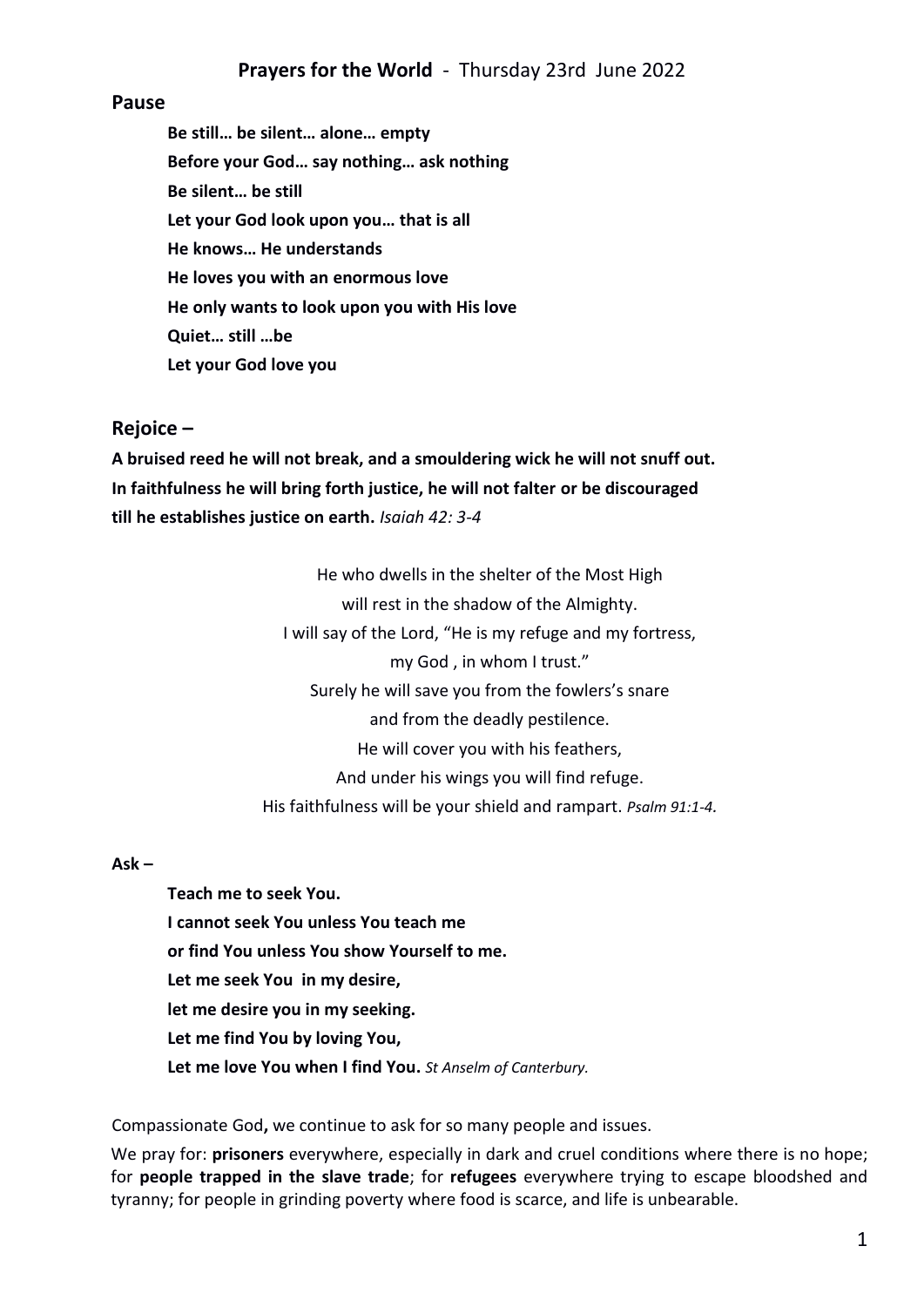# **Prayers for the World** - Thursday 23rd June 2022

## Pause

**Be still… be silent… alone… empty**
**Before your God… say nothing… ask nothing**
**Be silent… be still**
**Let your God look upon you… that is all**
**He knows… He understands**
**He loves you with an enormous love**
**He only wants to look upon you with His love**
**Quiet… still …be**
**Let your God love you**

## Rejoice –

**A bruised reed he will not break, and a smouldering wick he will not snuff out.**
**In faithfulness he will bring forth justice, he will not falter or be discouraged**
**till he establishes justice on earth.** *Isaiah 42: 3-4*

He who dwells in the shelter of the Most High
will rest in the shadow of the Almighty.
I will say of the Lord, "He is my refuge and my fortress,
my God , in whom I trust."
Surely he will save you from the fowlers's snare
and from the deadly pestilence.
He will cover you with his feathers,
And under his wings you will find refuge.
His faithfulness will be your shield and rampart. *Psalm 91:1-4.*

**Ask –**

**Teach me to seek You.**
**I cannot seek You unless You teach me**
**or find You unless You show Yourself to me.**
**Let me seek You in my desire,**
**let me desire you in my seeking.**
**Let me find You by loving You,**
**Let me love You when I find You.** *St Anselm of Canterbury.*

Compassionate God**,** we continue to ask for so many people and issues.

We pray for: **prisoners** everywhere, especially in dark and cruel conditions where there is no hope; for **people trapped in the slave trade**; for **refugees** everywhere trying to escape bloodshed and tyranny; for people in grinding poverty where food is scarce, and life is unbearable.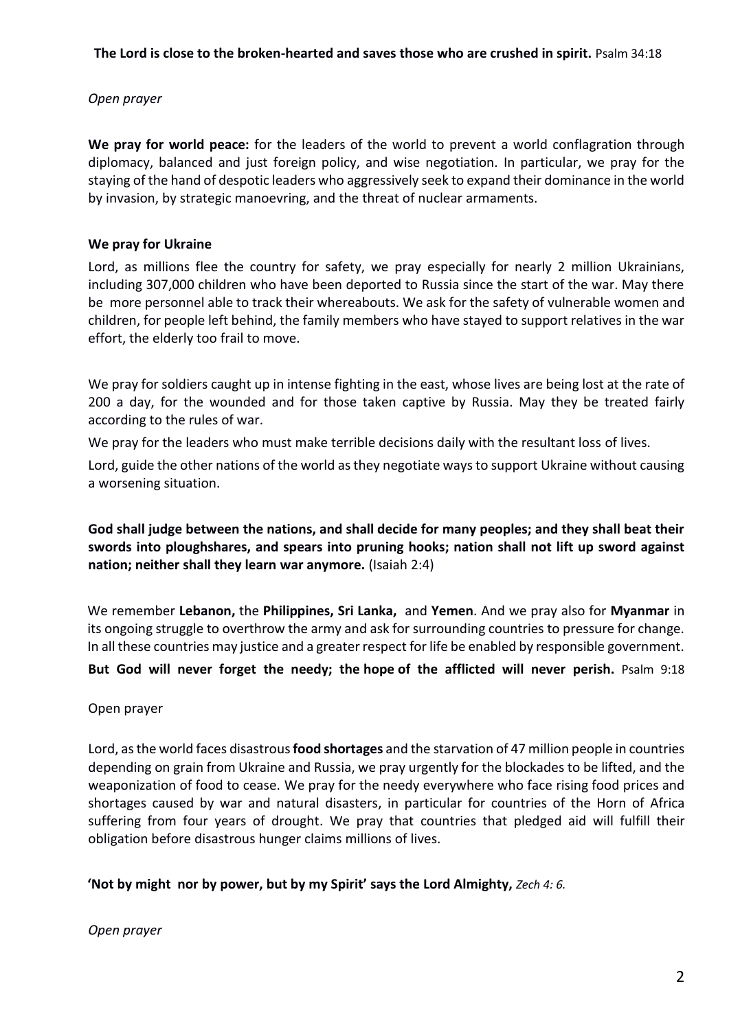**The Lord is close to the broken-hearted and saves those who are crushed in spirit.** Psalm 34:18

*Open prayer*

**We pray for world peace:** for the leaders of the world to prevent a world conflagration through diplomacy, balanced and just foreign policy, and wise negotiation. In particular, we pray for the staying of the hand of despotic leaders who aggressively seek to expand their dominance in the world by invasion, by strategic manoevring, and the threat of nuclear armaments.

**We pray for Ukraine**

Lord, as millions flee the country for safety, we pray especially for nearly 2 million Ukrainians, including 307,000 children who have been deported to Russia since the start of the war. May there be more personnel able to track their whereabouts. We ask for the safety of vulnerable women and children, for people left behind, the family members who have stayed to support relatives in the war effort, the elderly too frail to move.

We pray for soldiers caught up in intense fighting in the east, whose lives are being lost at the rate of 200 a day, for the wounded and for those taken captive by Russia. May they be treated fairly according to the rules of war.

We pray for the leaders who must make terrible decisions daily with the resultant loss of lives.

Lord, guide the other nations of the world as they negotiate ways to support Ukraine without causing a worsening situation.

**God shall judge between the nations, and shall decide for many peoples; and they shall beat their swords into ploughshares, and spears into pruning hooks; nation shall not lift up sword against nation; neither shall they learn war anymore.** (Isaiah 2:4)

We remember **Lebanon,** the **Philippines, Sri Lanka,** and **Yemen**. And we pray also for **Myanmar** in its ongoing struggle to overthrow the army and ask for surrounding countries to pressure for change. In all these countries may justice and a greater respect for life be enabled by responsible government.

**But God will never forget the needy; the hope of the afflicted will never perish.** Psalm 9:18

Open prayer

Lord, as the world faces disastrous **food shortages** and the starvation of 47 million people in countries depending on grain from Ukraine and Russia, we pray urgently for the blockades to be lifted, and the weaponization of food to cease. We pray for the needy everywhere who face rising food prices and shortages caused by war and natural disasters, in particular for countries of the Horn of Africa suffering from four years of drought. We pray that countries that pledged aid will fulfill their obligation before disastrous hunger claims millions of lives.

**'Not by might nor by power, but by my Spirit' says the Lord Almighty,** *Zech 4: 6.*

*Open prayer*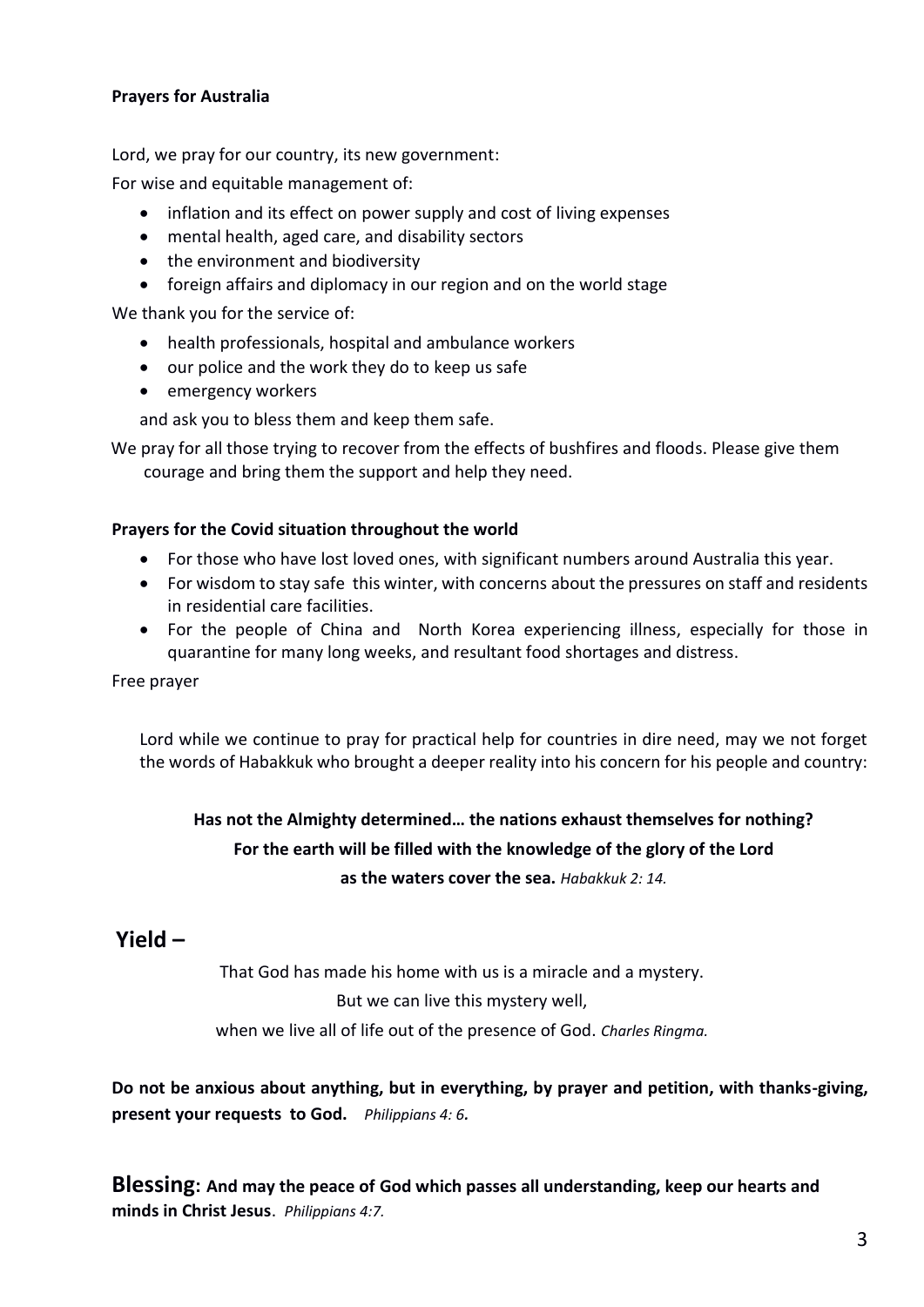**Prayers for Australia**

Lord, we pray for our country, its new government:

For wise and equitable management of:

- inflation and its effect on power supply and cost of living expenses
- mental health, aged care, and disability sectors
- the environment and biodiversity
- foreign affairs and diplomacy in our region and on the world stage

We thank you for the service of:

- health professionals, hospital and ambulance workers
- our police and the work they do to keep us safe
- emergency workers

and ask you to bless them and keep them safe.

We pray for all those trying to recover from the effects of bushfires and floods. Please give them courage and bring them the support and help they need.

**Prayers for the Covid situation throughout the world**

- For those who have lost loved ones, with significant numbers around Australia this year.
- For wisdom to stay safe this winter, with concerns about the pressures on staff and residents in residential care facilities.
- For the people of China and North Korea experiencing illness, especially for those in quarantine for many long weeks, and resultant food shortages and distress.

Free prayer

Lord while we continue to pray for practical help for countries in dire need, may we not forget the words of Habakkuk who brought a deeper reality into his concern for his people and country:

**Has not the Almighty determined… the nations exhaust themselves for nothing?**
**For the earth will be filled with the knowledge of the glory of the Lord**
**as the waters cover the sea.** *Habakkuk 2: 14.*

## Yield –

That God has made his home with us is a miracle and a mystery.
But we can live this mystery well,
when we live all of life out of the presence of God. *Charles Ringma.*

**Do not be anxious about anything, but in everything, by prayer and petition, with thanks-giving, present your requests to God.** *Philippians 4: 6.*

**Blessing: And may the peace of God which passes all understanding, keep our hearts and minds in Christ Jesus**. *Philippians 4:7.*